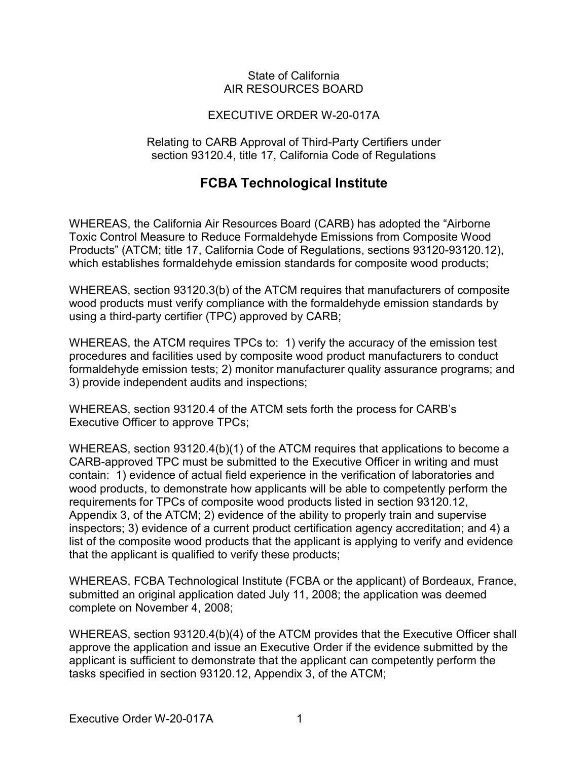State of California
AIR RESOURCES BOARD

EXECUTIVE ORDER W-20-017A

Relating to CARB Approval of Third-Party Certifiers under section 93120.4, title 17, California Code of Regulations

# FCBA Technological Institute

WHEREAS, the California Air Resources Board (CARB) has adopted the "Airborne Toxic Control Measure to Reduce Formaldehyde Emissions from Composite Wood Products" (ATCM; title 17, California Code of Regulations, sections 93120-93120.12), which establishes formaldehyde emission standards for composite wood products;

WHEREAS, section 93120.3(b) of the ATCM requires that manufacturers of composite wood products must verify compliance with the formaldehyde emission standards by using a third-party certifier (TPC) approved by CARB;

WHEREAS, the ATCM requires TPCs to: 1) verify the accuracy of the emission test procedures and facilities used by composite wood product manufacturers to conduct formaldehyde emission tests; 2) monitor manufacturer quality assurance programs; and 3) provide independent audits and inspections;

WHEREAS, section 93120.4 of the ATCM sets forth the process for CARB's Executive Officer to approve TPCs;

WHEREAS, section 93120.4(b)(1) of the ATCM requires that applications to become a CARB-approved TPC must be submitted to the Executive Officer in writing and must contain: 1) evidence of actual field experience in the verification of laboratories and wood products, to demonstrate how applicants will be able to competently perform the requirements for TPCs of composite wood products listed in section 93120.12, Appendix 3, of the ATCM; 2) evidence of the ability to properly train and supervise inspectors; 3) evidence of a current product certification agency accreditation; and 4) a list of the composite wood products that the applicant is applying to verify and evidence that the applicant is qualified to verify these products;

WHEREAS, FCBA Technological Institute (FCBA or the applicant) of Bordeaux, France, submitted an original application dated July 11, 2008; the application was deemed complete on November 4, 2008;

WHEREAS, section 93120.4(b)(4) of the ATCM provides that the Executive Officer shall approve the application and issue an Executive Order if the evidence submitted by the applicant is sufficient to demonstrate that the applicant can competently perform the tasks specified in section 93120.12, Appendix 3, of the ATCM;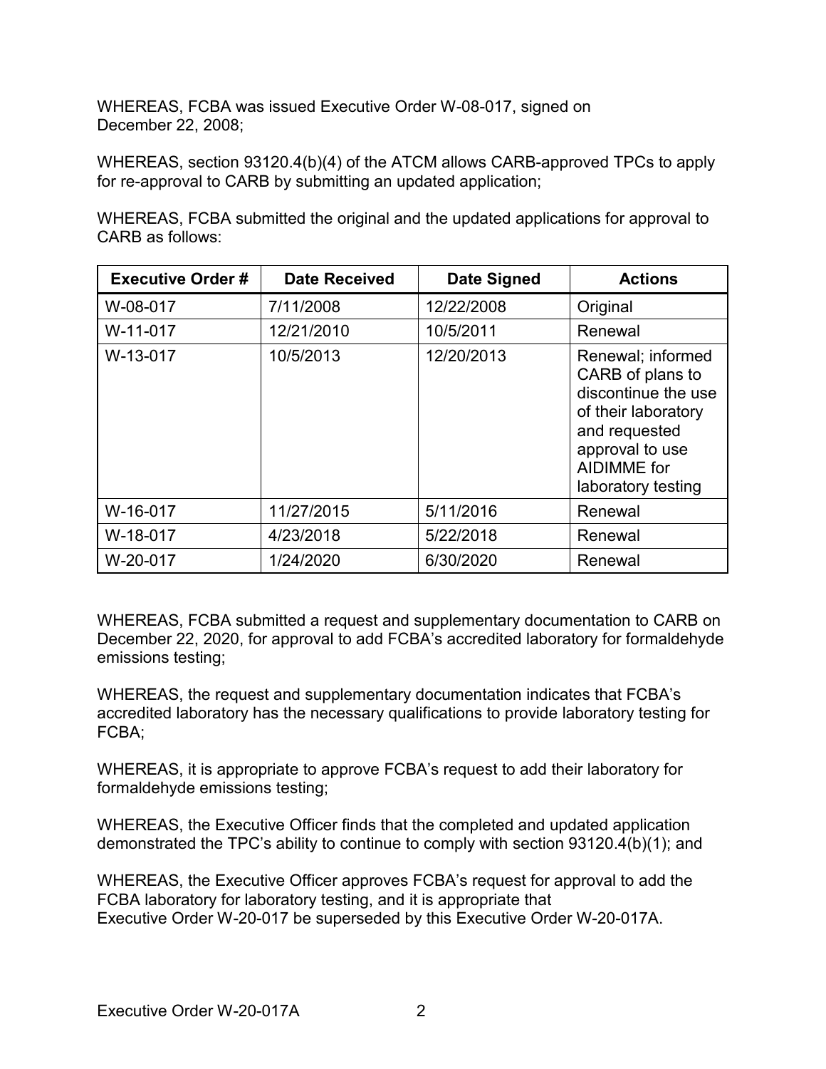WHEREAS, FCBA was issued Executive Order W-08-017, signed on December 22, 2008;

WHEREAS, section 93120.4(b)(4) of the ATCM allows CARB-approved TPCs to apply for re-approval to CARB by submitting an updated application;

WHEREAS, FCBA submitted the original and the updated applications for approval to CARB as follows:

| Executive Order # | Date Received | Date Signed | Actions |
|---|---|---|---|
| W-08-017 | 7/11/2008 | 12/22/2008 | Original |
| W-11-017 | 12/21/2010 | 10/5/2011 | Renewal |
| W-13-017 | 10/5/2013 | 12/20/2013 | Renewal; informed CARB of plans to discontinue the use of their laboratory and requested approval to use AIDIMME for laboratory testing |
| W-16-017 | 11/27/2015 | 5/11/2016 | Renewal |
| W-18-017 | 4/23/2018 | 5/22/2018 | Renewal |
| W-20-017 | 1/24/2020 | 6/30/2020 | Renewal |

WHEREAS, FCBA submitted a request and supplementary documentation to CARB on December 22, 2020, for approval to add FCBA's accredited laboratory for formaldehyde emissions testing;

WHEREAS, the request and supplementary documentation indicates that FCBA's accredited laboratory has the necessary qualifications to provide laboratory testing for FCBA;

WHEREAS, it is appropriate to approve FCBA's request to add their laboratory for formaldehyde emissions testing;

WHEREAS, the Executive Officer finds that the completed and updated application demonstrated the TPC's ability to continue to comply with section 93120.4(b)(1); and

WHEREAS, the Executive Officer approves FCBA's request for approval to add the FCBA laboratory for laboratory testing, and it is appropriate that Executive Order W-20-017 be superseded by this Executive Order W-20-017A.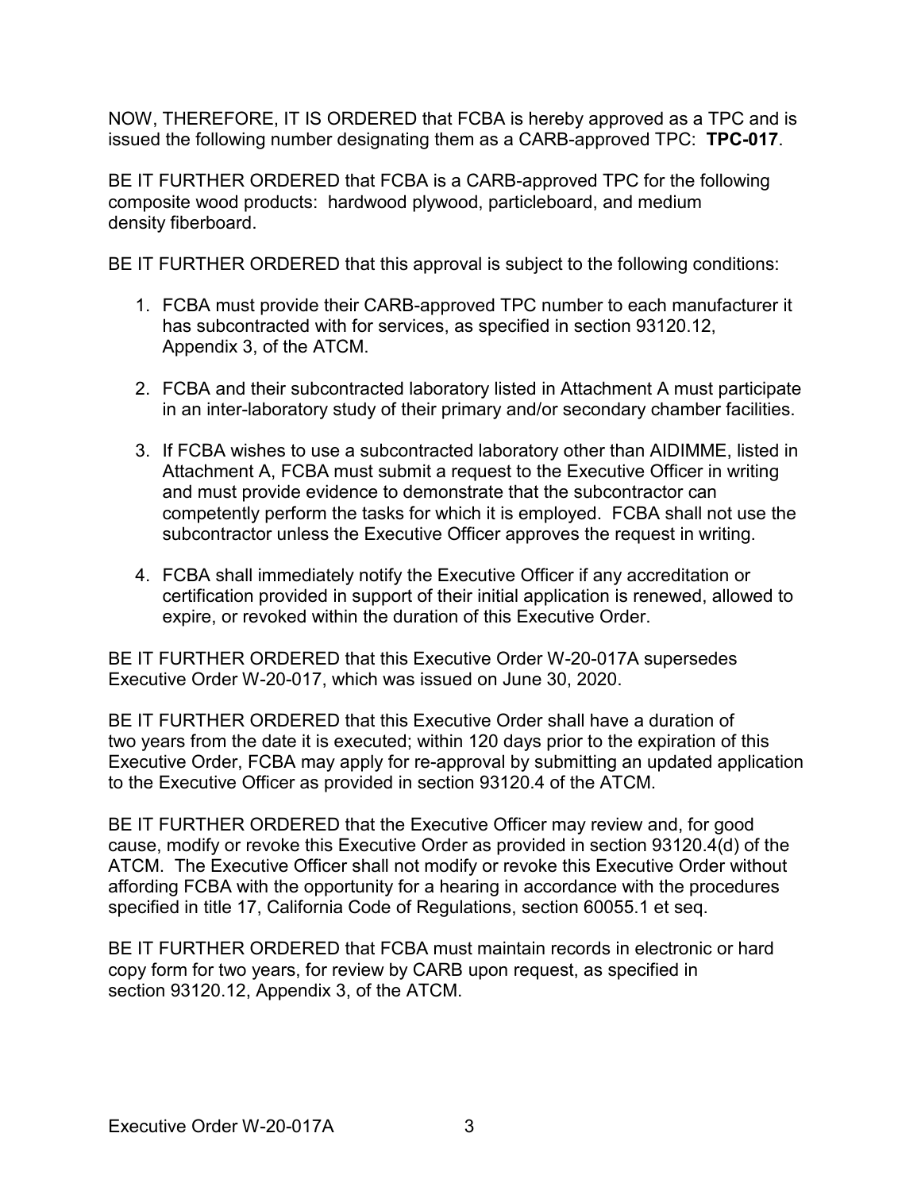NOW, THEREFORE, IT IS ORDERED that FCBA is hereby approved as a TPC and is issued the following number designating them as a CARB-approved TPC: **TPC-017**.

BE IT FURTHER ORDERED that FCBA is a CARB-approved TPC for the following composite wood products: hardwood plywood, particleboard, and medium density fiberboard.

BE IT FURTHER ORDERED that this approval is subject to the following conditions:

1. FCBA must provide their CARB-approved TPC number to each manufacturer it has subcontracted with for services, as specified in section 93120.12, Appendix 3, of the ATCM.

2. FCBA and their subcontracted laboratory listed in Attachment A must participate in an inter-laboratory study of their primary and/or secondary chamber facilities.

3. If FCBA wishes to use a subcontracted laboratory other than AIDIMME, listed in Attachment A, FCBA must submit a request to the Executive Officer in writing and must provide evidence to demonstrate that the subcontractor can competently perform the tasks for which it is employed. FCBA shall not use the subcontractor unless the Executive Officer approves the request in writing.

4. FCBA shall immediately notify the Executive Officer if any accreditation or certification provided in support of their initial application is renewed, allowed to expire, or revoked within the duration of this Executive Order.

BE IT FURTHER ORDERED that this Executive Order W-20-017A supersedes Executive Order W-20-017, which was issued on June 30, 2020.

BE IT FURTHER ORDERED that this Executive Order shall have a duration of two years from the date it is executed; within 120 days prior to the expiration of this Executive Order, FCBA may apply for re-approval by submitting an updated application to the Executive Officer as provided in section 93120.4 of the ATCM.

BE IT FURTHER ORDERED that the Executive Officer may review and, for good cause, modify or revoke this Executive Order as provided in section 93120.4(d) of the ATCM. The Executive Officer shall not modify or revoke this Executive Order without affording FCBA with the opportunity for a hearing in accordance with the procedures specified in title 17, California Code of Regulations, section 60055.1 et seq.

BE IT FURTHER ORDERED that FCBA must maintain records in electronic or hard copy form for two years, for review by CARB upon request, as specified in section 93120.12, Appendix 3, of the ATCM.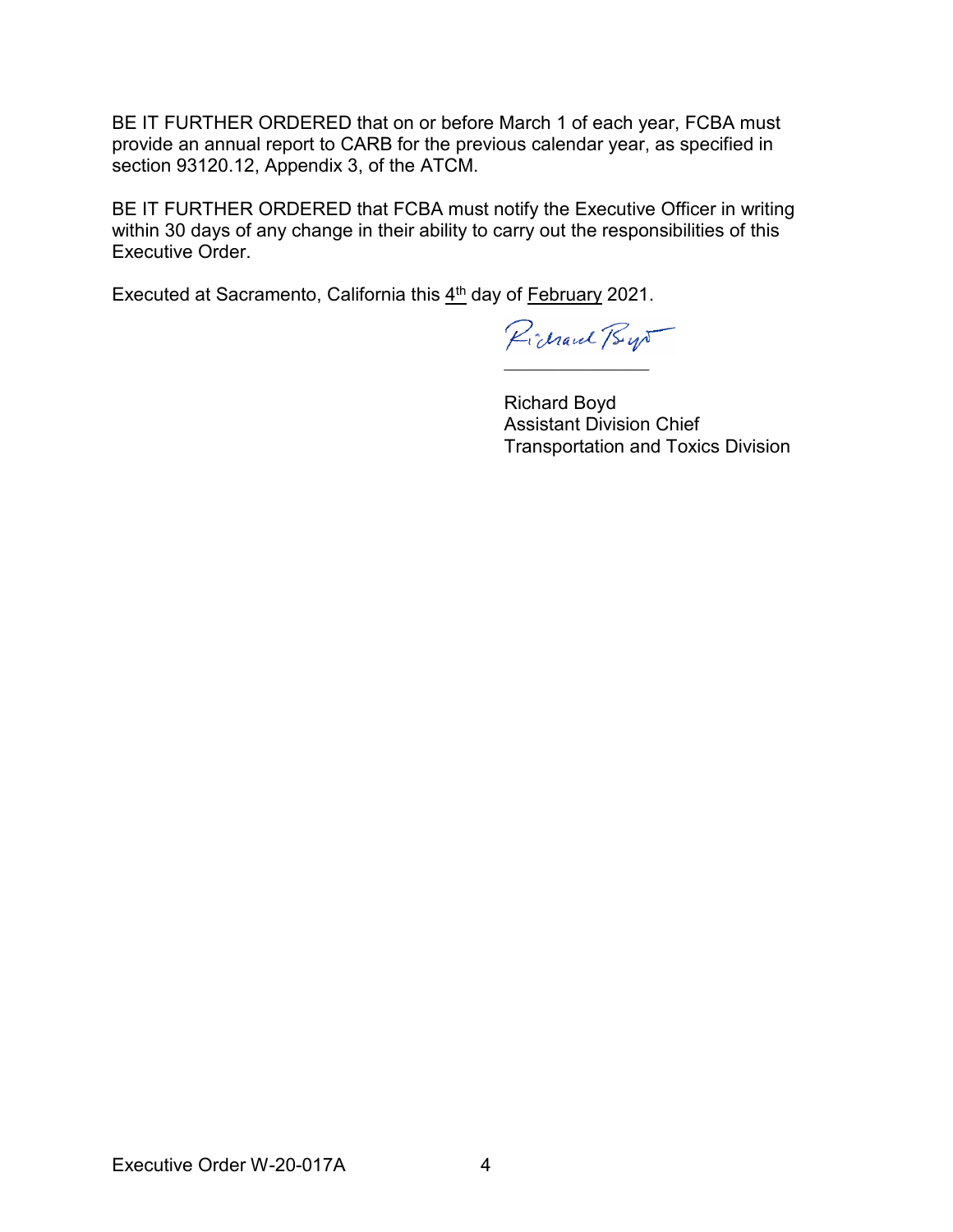BE IT FURTHER ORDERED that on or before March 1 of each year, FCBA must provide an annual report to CARB for the previous calendar year, as specified in section 93120.12, Appendix 3, of the ATCM.

BE IT FURTHER ORDERED that FCBA must notify the Executive Officer in writing within 30 days of any change in their ability to carry out the responsibilities of this Executive Order.

Executed at Sacramento, California this 4th day of February 2021.

Richard Boyd
Assistant Division Chief
Transportation and Toxics Division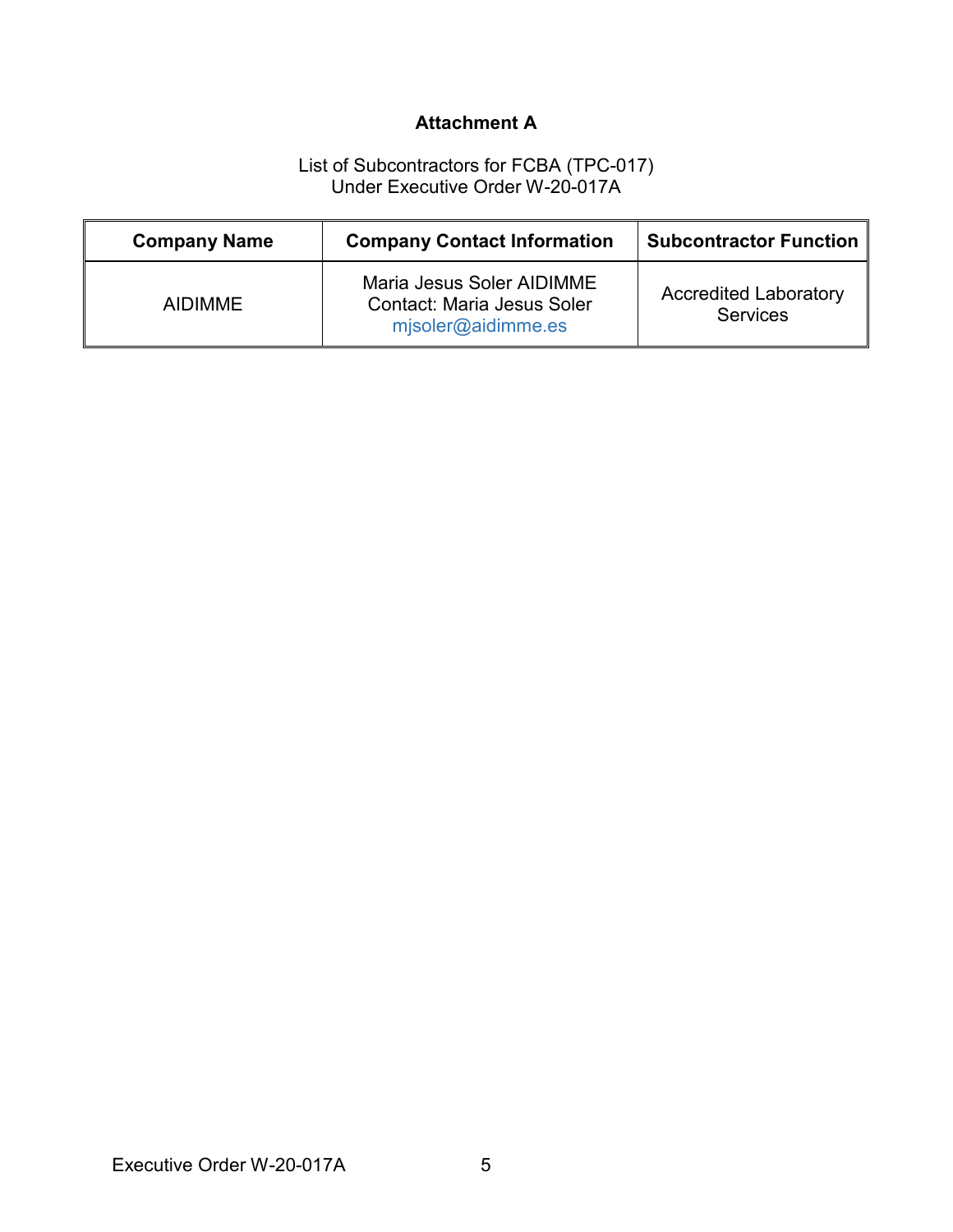# Attachment A

List of Subcontractors for FCBA (TPC-017)
Under Executive Order W-20-017A

| Company Name | Company Contact Information | Subcontractor Function |
|---|---|---|
| AIDIMME | Maria Jesus Soler AIDIMME<br>Contact: Maria Jesus Soler<br>mjsoler@aidimme.es | Accredited Laboratory Services |